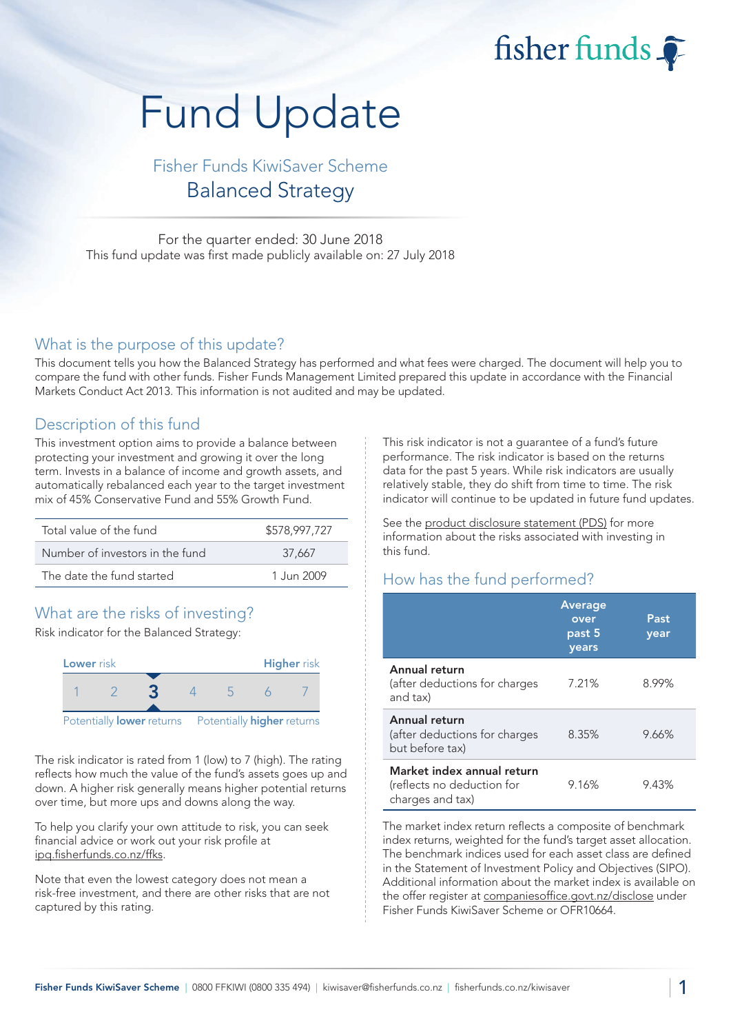fisher funds

# Fund Update

## Fisher Funds KiwiSaver Scheme
## Balanced Strategy

For the quarter ended: 30 June 2018
This fund update was first made publicly available on: 27 July 2018

## What is the purpose of this update?

This document tells you how the Balanced Strategy has performed and what fees were charged. The document will help you to compare the fund with other funds. Fisher Funds Management Limited prepared this update in accordance with the Financial Markets Conduct Act 2013. This information is not audited and may be updated.

## Description of this fund

This investment option aims to provide a balance between protecting your investment and growing it over the long term. Invests in a balance of income and growth assets, and automatically rebalanced each year to the target investment mix of 45% Conservative Fund and 55% Growth Fund.

| | |
|---|---|
| Total value of the fund | $578,997,727 |
| Number of investors in the fund | 37,667 |
| The date the fund started | 1 Jun 2009 |

## What are the risks of investing?

Risk indicator for the Balanced Strategy:

**Lower** risk — **Higher** risk

| 1 | 2 | **3** | 4 | 5 | 6 | 7 |
|---|---|---|---|---|---|---|

Potentially **lower** returns — Potentially **higher** returns

The risk indicator is rated from 1 (low) to 7 (high). The rating reflects how much the value of the fund's assets goes up and down. A higher risk generally means higher potential returns over time, but more ups and downs along the way.

To help you clarify your own attitude to risk, you can seek financial advice or work out your risk profile at ipq.fisherfunds.co.nz/ffks.

Note that even the lowest category does not mean a risk-free investment, and there are other risks that are not captured by this rating.

This risk indicator is not a guarantee of a fund's future performance. The risk indicator is based on the returns data for the past 5 years. While risk indicators are usually relatively stable, they do shift from time to time. The risk indicator will continue to be updated in future fund updates.

See the product disclosure statement (PDS) for more information about the risks associated with investing in this fund.

## How has the fund performed?

| | Average over past 5 years | Past year |
|---|---|---|
| **Annual return** (after deductions for charges and tax) | 7.21% | 8.99% |
| **Annual return** (after deductions for charges but before tax) | 8.35% | 9.66% |
| **Market index annual return** (reflects no deduction for charges and tax) | 9.16% | 9.43% |

The market index return reflects a composite of benchmark index returns, weighted for the fund's target asset allocation. The benchmark indices used for each asset class are defined in the Statement of Investment Policy and Objectives (SIPO). Additional information about the market index is available on the offer register at companiesoffice.govt.nz/disclose under Fisher Funds KiwiSaver Scheme or OFR10664.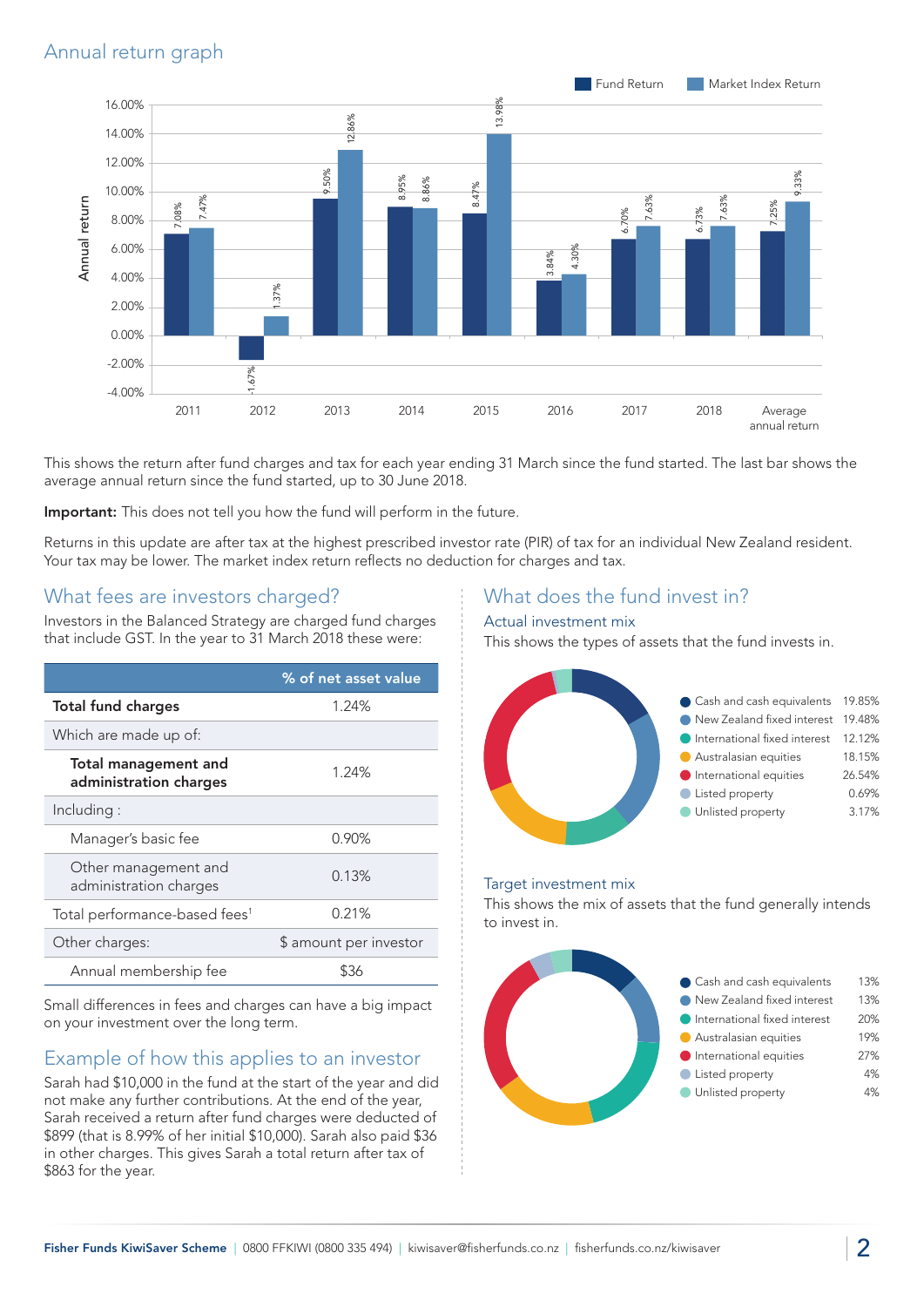## Annual return graph

| Year | Fund Return | Market Index Return |
|---|---|---|
| 2011 | 7.08% | 7.47% |
| 2012 | -1.67% | 1.37% |
| 2013 | 9.50% | 12.86% |
| 2014 | 8.95% | 8.86% |
| 2015 | 8.47% | 13.98% |
| 2016 | 3.84% | 4.30% |
| 2017 | 6.70% | 7.63% |
| 2018 | 6.73% | 7.63% |
| Average annual return | 7.25% | 9.33% |

This shows the return after fund charges and tax for each year ending 31 March since the fund started. The last bar shows the average annual return since the fund started, up to 30 June 2018.

**Important:** This does not tell you how the fund will perform in the future.

Returns in this update are after tax at the highest prescribed investor rate (PIR) of tax for an individual New Zealand resident. Your tax may be lower. The market index return reflects no deduction for charges and tax.

## What fees are investors charged?

Investors in the Balanced Strategy are charged fund charges that include GST. In the year to 31 March 2018 these were:

| | % of net asset value |
|---|---|
| **Total fund charges** | 1.24% |
| Which are made up of: | |
| **Total management and administration charges** | 1.24% |
| Including : | |
| Manager's basic fee | 0.90% |
| Other management and administration charges | 0.13% |
| Total performance-based fees[1] | 0.21% |
| Other charges: | $ amount per investor |
| Annual membership fee | $36 |

Small differences in fees and charges can have a big impact on your investment over the long term.

## Example of how this applies to an investor

Sarah had $10,000 in the fund at the start of the year and did not make any further contributions. At the end of the year, Sarah received a return after fund charges were deducted of $899 (that is 8.99% of her initial $10,000). Sarah also paid $36 in other charges. This gives Sarah a total return after tax of $863 for the year.

## What does the fund invest in?

### Actual investment mix

This shows the types of assets that the fund invests in.

| Asset | % |
|---|---|
| Cash and cash equivalents | 19.85% |
| New Zealand fixed interest | 19.48% |
| International fixed interest | 12.12% |
| Australasian equities | 18.15% |
| International equities | 26.54% |
| Listed property | 0.69% |
| Unlisted property | 3.17% |

### Target investment mix

This shows the mix of assets that the fund generally intends to invest in.

| Asset | % |
|---|---|
| Cash and cash equivalents | 13% |
| New Zealand fixed interest | 13% |
| International fixed interest | 20% |
| Australasian equities | 19% |
| International equities | 27% |
| Listed property | 4% |
| Unlisted property | 4% |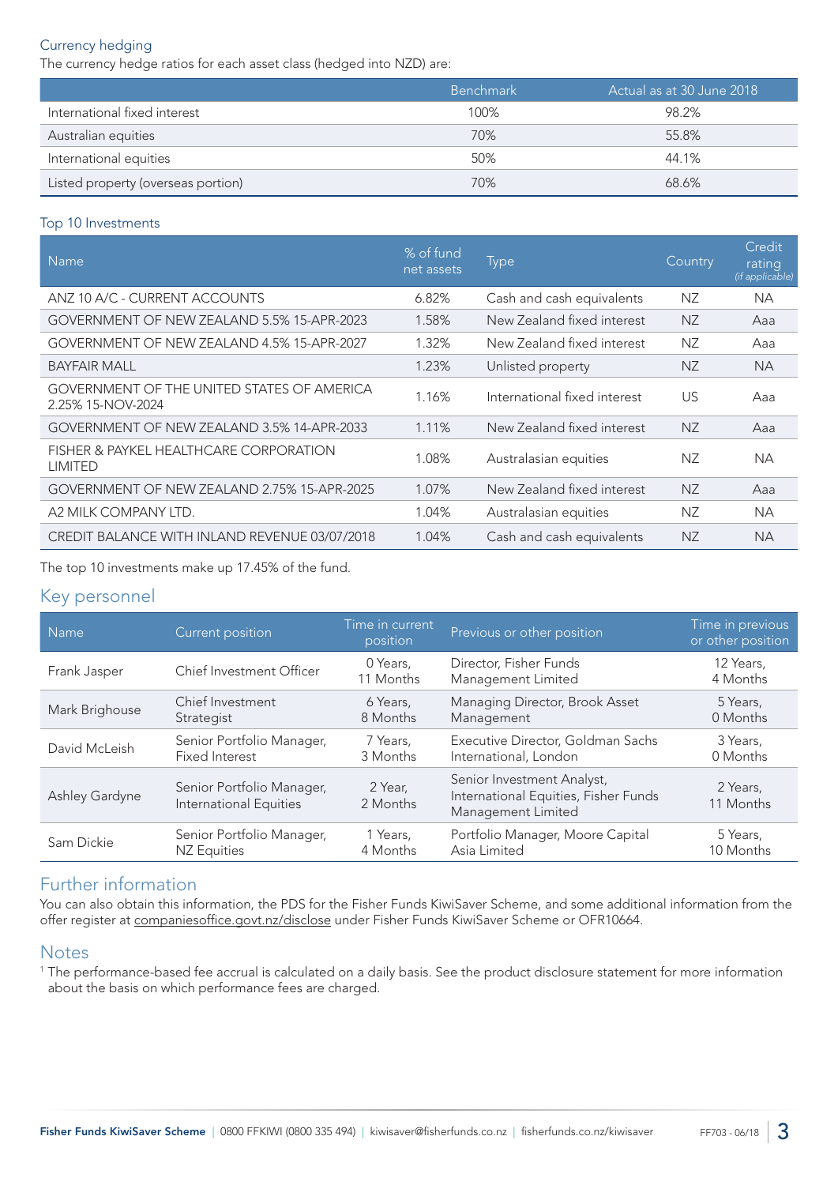### Currency hedging

The currency hedge ratios for each asset class (hedged into NZD) are:

| | Benchmark | Actual as at 30 June 2018 |
|---|---|---|
| International fixed interest | 100% | 98.2% |
| Australian equities | 70% | 55.8% |
| International equities | 50% | 44.1% |
| Listed property (overseas portion) | 70% | 68.6% |

### Top 10 Investments

| Name | % of fund net assets | Type | Country | Credit rating *(if applicable)* |
|---|---|---|---|---|
| ANZ 10 A/C - CURRENT ACCOUNTS | 6.82% | Cash and cash equivalents | NZ | NA |
| GOVERNMENT OF NEW ZEALAND 5.5% 15-APR-2023 | 1.58% | New Zealand fixed interest | NZ | Aaa |
| GOVERNMENT OF NEW ZEALAND 4.5% 15-APR-2027 | 1.32% | New Zealand fixed interest | NZ | Aaa |
| BAYFAIR MALL | 1.23% | Unlisted property | NZ | NA |
| GOVERNMENT OF THE UNITED STATES OF AMERICA 2.25% 15-NOV-2024 | 1.16% | International fixed interest | US | Aaa |
| GOVERNMENT OF NEW ZEALAND 3.5% 14-APR-2033 | 1.11% | New Zealand fixed interest | NZ | Aaa |
| FISHER & PAYKEL HEALTHCARE CORPORATION LIMITED | 1.08% | Australasian equities | NZ | NA |
| GOVERNMENT OF NEW ZEALAND 2.75% 15-APR-2025 | 1.07% | New Zealand fixed interest | NZ | Aaa |
| A2 MILK COMPANY LTD. | 1.04% | Australasian equities | NZ | NA |
| CREDIT BALANCE WITH INLAND REVENUE 03/07/2018 | 1.04% | Cash and cash equivalents | NZ | NA |

The top 10 investments make up 17.45% of the fund.

## Key personnel

| Name | Current position | Time in current position | Previous or other position | Time in previous or other position |
|---|---|---|---|---|
| Frank Jasper | Chief Investment Officer | 0 Years, 11 Months | Director, Fisher Funds Management Limited | 12 Years, 4 Months |
| Mark Brighouse | Chief Investment Strategist | 6 Years, 8 Months | Managing Director, Brook Asset Management | 5 Years, 0 Months |
| David McLeish | Senior Portfolio Manager, Fixed Interest | 7 Years, 3 Months | Executive Director, Goldman Sachs International, London | 3 Years, 0 Months |
| Ashley Gardyne | Senior Portfolio Manager, International Equities | 2 Year, 2 Months | Senior Investment Analyst, International Equities, Fisher Funds Management Limited | 2 Years, 11 Months |
| Sam Dickie | Senior Portfolio Manager, NZ Equities | 1 Years, 4 Months | Portfolio Manager, Moore Capital Asia Limited | 5 Years, 10 Months |

## Further information

You can also obtain this information, the PDS for the Fisher Funds KiwiSaver Scheme, and some additional information from the offer register at companiesoffice.govt.nz/disclose under Fisher Funds KiwiSaver Scheme or OFR10664.

## Notes

[1] The performance-based fee accrual is calculated on a daily basis. See the product disclosure statement for more information about the basis on which performance fees are charged.

**Fisher Funds KiwiSaver Scheme** | 0800 FFKIWI (0800 335 494) | kiwisaver@fisherfunds.co.nz | fisherfunds.co.nz/kiwisaver

FF703 - 06/18